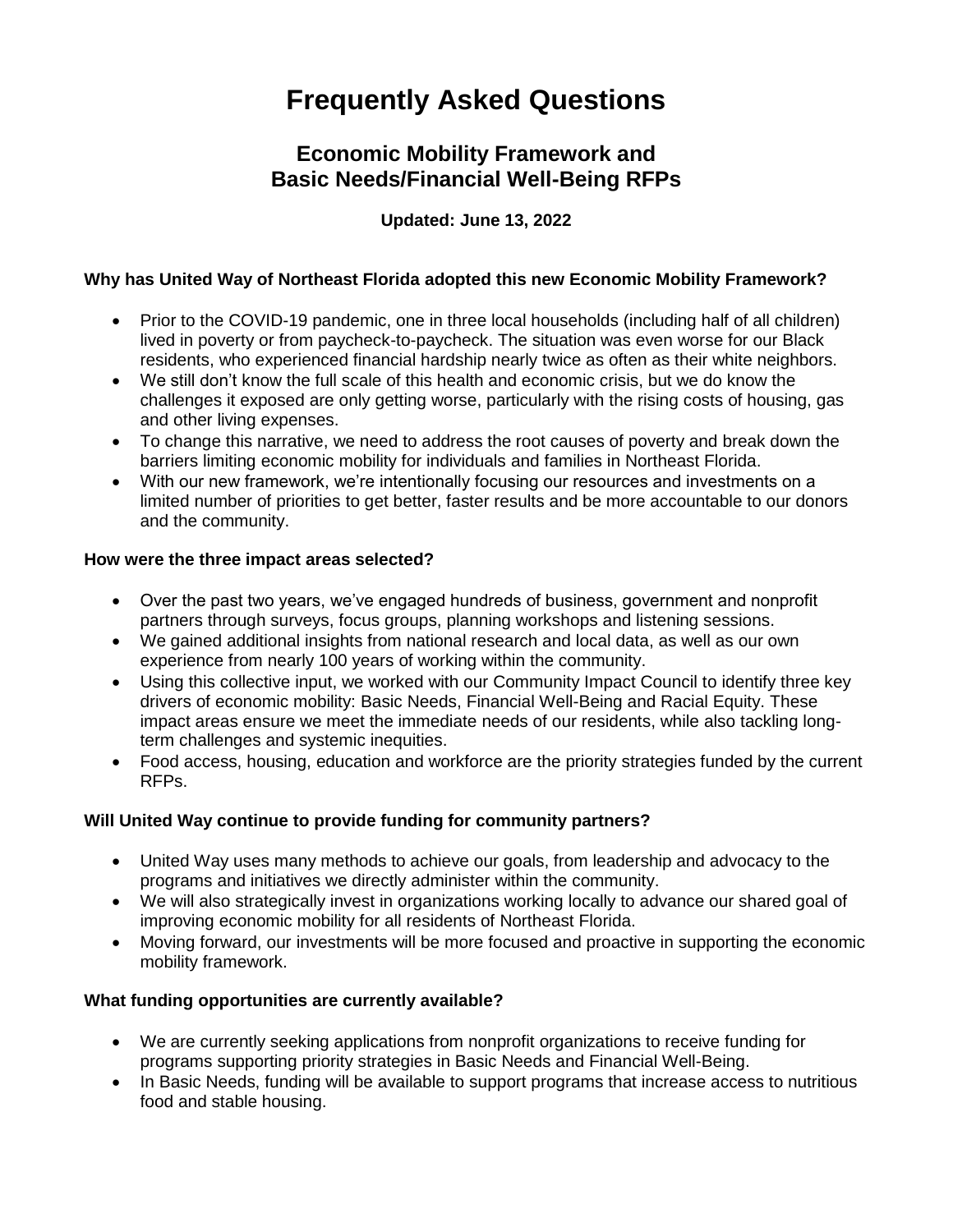# Frequently Asked Questions

## Economic Mobility Framework and Basic Needs/Financial Well-Being RFPs

**Updated: June 13, 2022**

**Why has United Way of Northeast Florida adopted this new Economic Mobility Framework?**

- Prior to the COVID-19 pandemic, one in three local households (including half of all children) lived in poverty or from paycheck-to-paycheck. The situation was even worse for our Black residents, who experienced financial hardship nearly twice as often as their white neighbors.
- We still don't know the full scale of this health and economic crisis, but we do know the challenges it exposed are only getting worse, particularly with the rising costs of housing, gas and other living expenses.
- To change this narrative, we need to address the root causes of poverty and break down the barriers limiting economic mobility for individuals and families in Northeast Florida.
- With our new framework, we're intentionally focusing our resources and investments on a limited number of priorities to get better, faster results and be more accountable to our donors and the community.

**How were the three impact areas selected?**

- Over the past two years, we've engaged hundreds of business, government and nonprofit partners through surveys, focus groups, planning workshops and listening sessions.
- We gained additional insights from national research and local data, as well as our own experience from nearly 100 years of working within the community.
- Using this collective input, we worked with our Community Impact Council to identify three key drivers of economic mobility: Basic Needs, Financial Well-Being and Racial Equity. These impact areas ensure we meet the immediate needs of our residents, while also tackling long-term challenges and systemic inequities.
- Food access, housing, education and workforce are the priority strategies funded by the current RFPs.

**Will United Way continue to provide funding for community partners?**

- United Way uses many methods to achieve our goals, from leadership and advocacy to the programs and initiatives we directly administer within the community.
- We will also strategically invest in organizations working locally to advance our shared goal of improving economic mobility for all residents of Northeast Florida.
- Moving forward, our investments will be more focused and proactive in supporting the economic mobility framework.

**What funding opportunities are currently available?**

- We are currently seeking applications from nonprofit organizations to receive funding for programs supporting priority strategies in Basic Needs and Financial Well-Being.
- In Basic Needs, funding will be available to support programs that increase access to nutritious food and stable housing.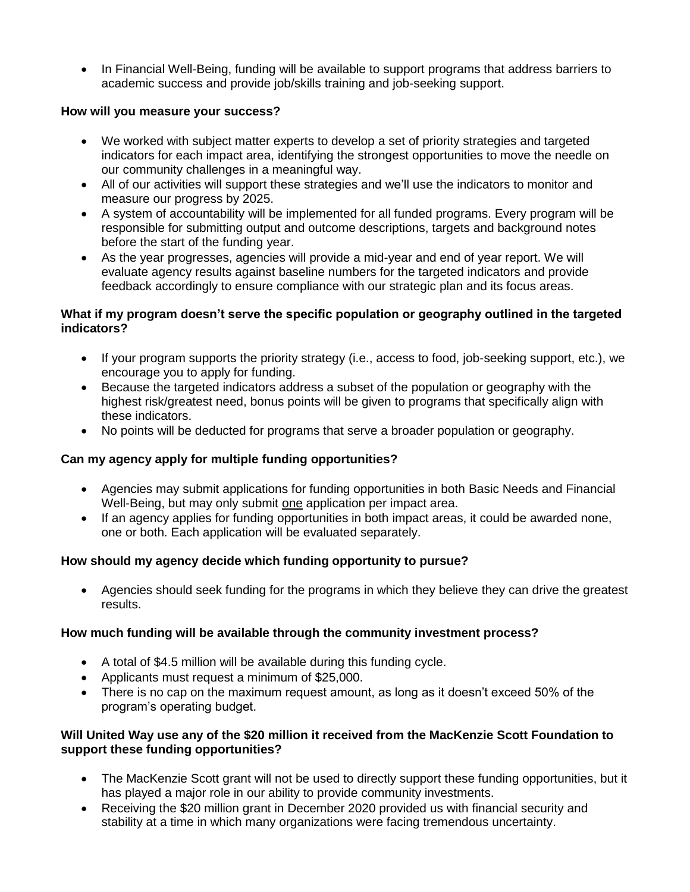- In Financial Well-Being, funding will be available to support programs that address barriers to academic success and provide job/skills training and job-seeking support.

**How will you measure your success?**

- We worked with subject matter experts to develop a set of priority strategies and targeted indicators for each impact area, identifying the strongest opportunities to move the needle on our community challenges in a meaningful way.
- All of our activities will support these strategies and we'll use the indicators to monitor and measure our progress by 2025.
- A system of accountability will be implemented for all funded programs. Every program will be responsible for submitting output and outcome descriptions, targets and background notes before the start of the funding year.
- As the year progresses, agencies will provide a mid-year and end of year report. We will evaluate agency results against baseline numbers for the targeted indicators and provide feedback accordingly to ensure compliance with our strategic plan and its focus areas.

**What if my program doesn't serve the specific population or geography outlined in the targeted indicators?**

- If your program supports the priority strategy (i.e., access to food, job-seeking support, etc.), we encourage you to apply for funding.
- Because the targeted indicators address a subset of the population or geography with the highest risk/greatest need, bonus points will be given to programs that specifically align with these indicators.
- No points will be deducted for programs that serve a broader population or geography.

**Can my agency apply for multiple funding opportunities?**

- Agencies may submit applications for funding opportunities in both Basic Needs and Financial Well-Being, but may only submit <u>one</u> application per impact area.
- If an agency applies for funding opportunities in both impact areas, it could be awarded none, one or both. Each application will be evaluated separately.

**How should my agency decide which funding opportunity to pursue?**

- Agencies should seek funding for the programs in which they believe they can drive the greatest results.

**How much funding will be available through the community investment process?**

- A total of $4.5 million will be available during this funding cycle.
- Applicants must request a minimum of $25,000.
- There is no cap on the maximum request amount, as long as it doesn't exceed 50% of the program's operating budget.

**Will United Way use any of the $20 million it received from the MacKenzie Scott Foundation to support these funding opportunities?**

- The MacKenzie Scott grant will not be used to directly support these funding opportunities, but it has played a major role in our ability to provide community investments.
- Receiving the $20 million grant in December 2020 provided us with financial security and stability at a time in which many organizations were facing tremendous uncertainty.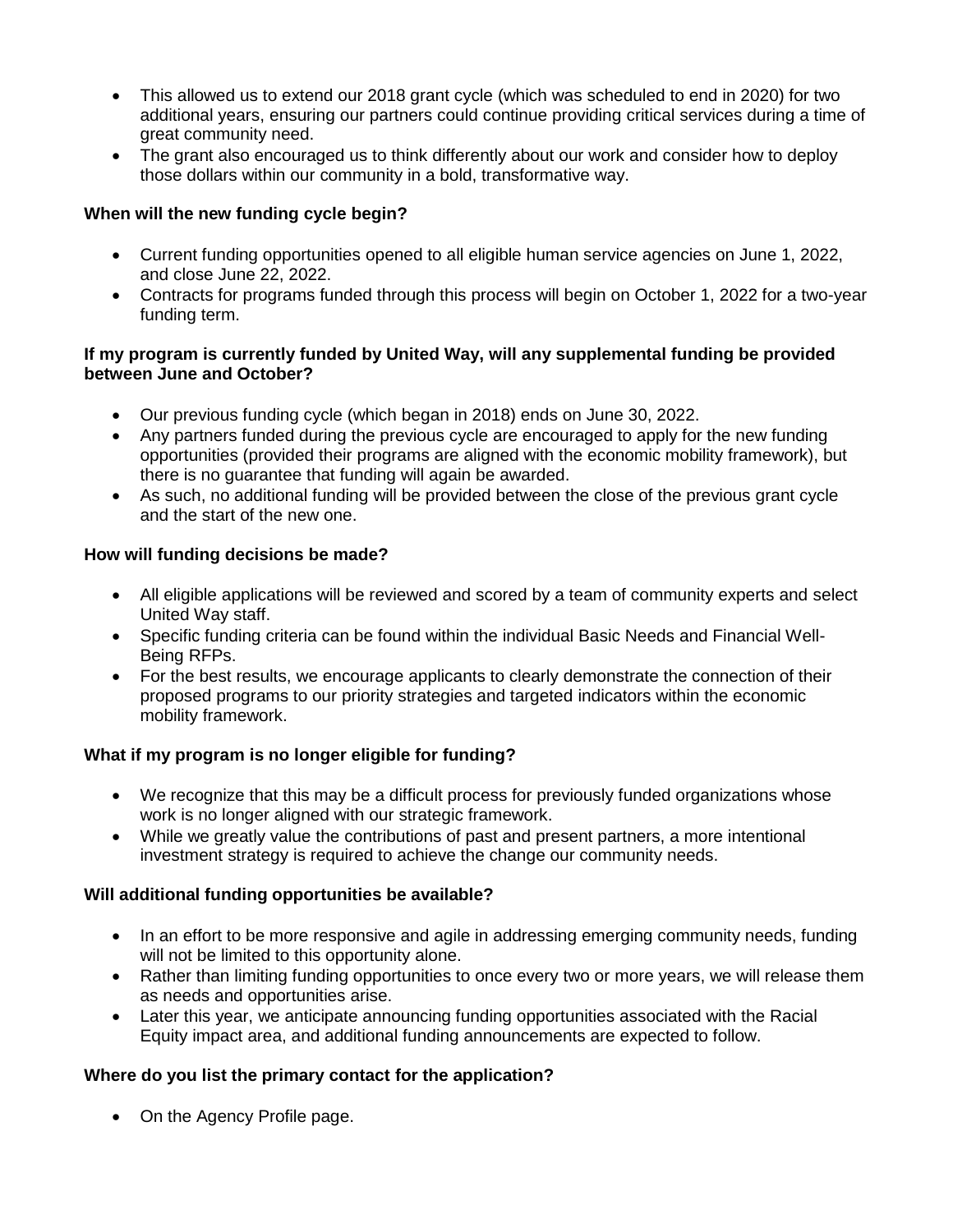- This allowed us to extend our 2018 grant cycle (which was scheduled to end in 2020) for two additional years, ensuring our partners could continue providing critical services during a time of great community need.
- The grant also encouraged us to think differently about our work and consider how to deploy those dollars within our community in a bold, transformative way.

**When will the new funding cycle begin?**

- Current funding opportunities opened to all eligible human service agencies on June 1, 2022, and close June 22, 2022.
- Contracts for programs funded through this process will begin on October 1, 2022 for a two-year funding term.

**If my program is currently funded by United Way, will any supplemental funding be provided between June and October?**

- Our previous funding cycle (which began in 2018) ends on June 30, 2022.
- Any partners funded during the previous cycle are encouraged to apply for the new funding opportunities (provided their programs are aligned with the economic mobility framework), but there is no guarantee that funding will again be awarded.
- As such, no additional funding will be provided between the close of the previous grant cycle and the start of the new one.

**How will funding decisions be made?**

- All eligible applications will be reviewed and scored by a team of community experts and select United Way staff.
- Specific funding criteria can be found within the individual Basic Needs and Financial Well-Being RFPs.
- For the best results, we encourage applicants to clearly demonstrate the connection of their proposed programs to our priority strategies and targeted indicators within the economic mobility framework.

**What if my program is no longer eligible for funding?**

- We recognize that this may be a difficult process for previously funded organizations whose work is no longer aligned with our strategic framework.
- While we greatly value the contributions of past and present partners, a more intentional investment strategy is required to achieve the change our community needs.

**Will additional funding opportunities be available?**

- In an effort to be more responsive and agile in addressing emerging community needs, funding will not be limited to this opportunity alone.
- Rather than limiting funding opportunities to once every two or more years, we will release them as needs and opportunities arise.
- Later this year, we anticipate announcing funding opportunities associated with the Racial Equity impact area, and additional funding announcements are expected to follow.

**Where do you list the primary contact for the application?**

- On the Agency Profile page.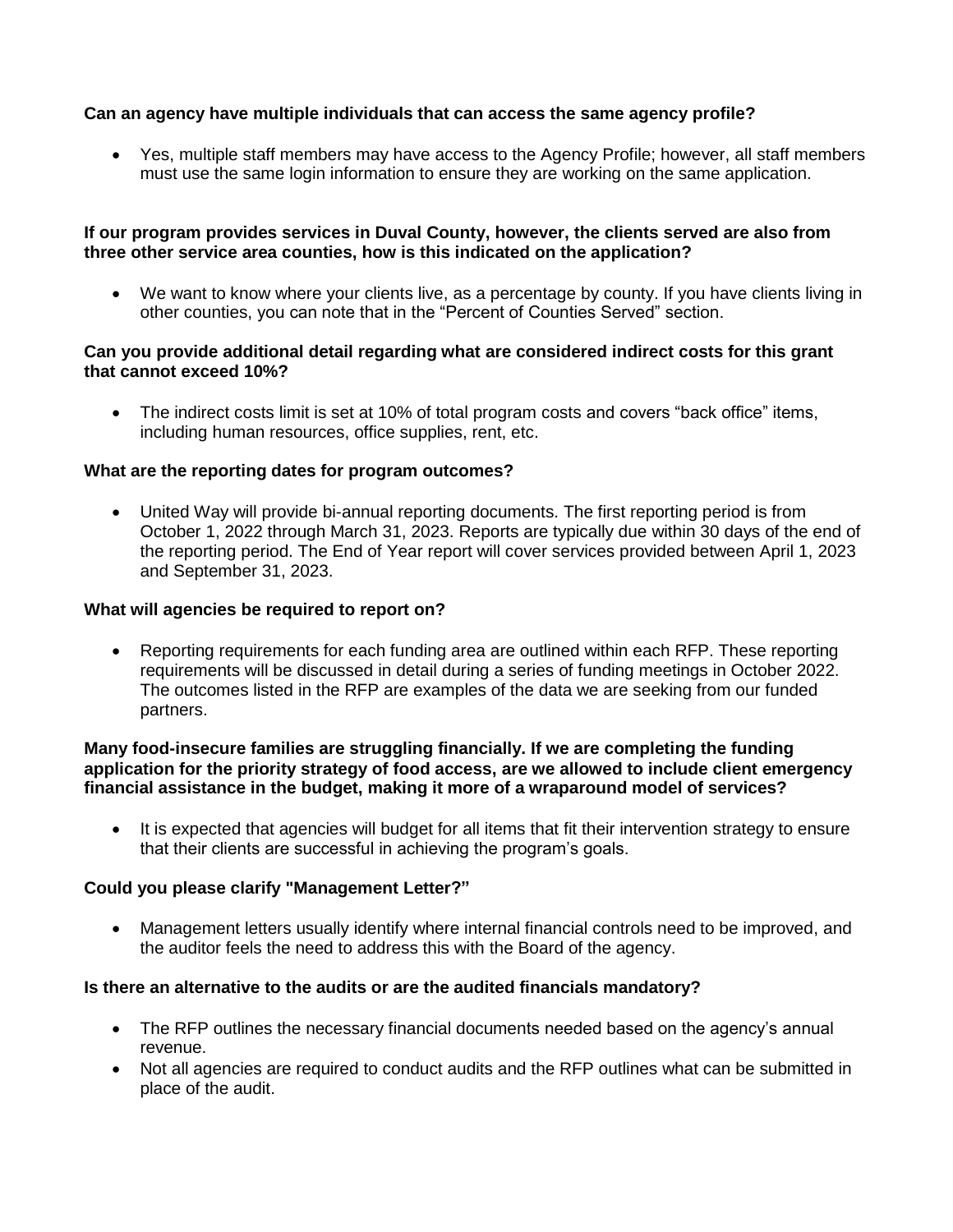**Can an agency have multiple individuals that can access the same agency profile?**

- Yes, multiple staff members may have access to the Agency Profile; however, all staff members must use the same login information to ensure they are working on the same application.

**If our program provides services in Duval County, however, the clients served are also from three other service area counties, how is this indicated on the application?**

- We want to know where your clients live, as a percentage by county. If you have clients living in other counties, you can note that in the "Percent of Counties Served" section.

**Can you provide additional detail regarding what are considered indirect costs for this grant that cannot exceed 10%?**

- The indirect costs limit is set at 10% of total program costs and covers "back office" items, including human resources, office supplies, rent, etc.

**What are the reporting dates for program outcomes?**

- United Way will provide bi-annual reporting documents. The first reporting period is from October 1, 2022 through March 31, 2023. Reports are typically due within 30 days of the end of the reporting period. The End of Year report will cover services provided between April 1, 2023 and September 31, 2023.

**What will agencies be required to report on?**

- Reporting requirements for each funding area are outlined within each RFP. These reporting requirements will be discussed in detail during a series of funding meetings in October 2022. The outcomes listed in the RFP are examples of the data we are seeking from our funded partners.

**Many food-insecure families are struggling financially. If we are completing the funding application for the priority strategy of food access, are we allowed to include client emergency financial assistance in the budget, making it more of a wraparound model of services?**

- It is expected that agencies will budget for all items that fit their intervention strategy to ensure that their clients are successful in achieving the program's goals.

**Could you please clarify "Management Letter?"**

- Management letters usually identify where internal financial controls need to be improved, and the auditor feels the need to address this with the Board of the agency.

**Is there an alternative to the audits or are the audited financials mandatory?**

- The RFP outlines the necessary financial documents needed based on the agency's annual revenue.
- Not all agencies are required to conduct audits and the RFP outlines what can be submitted in place of the audit.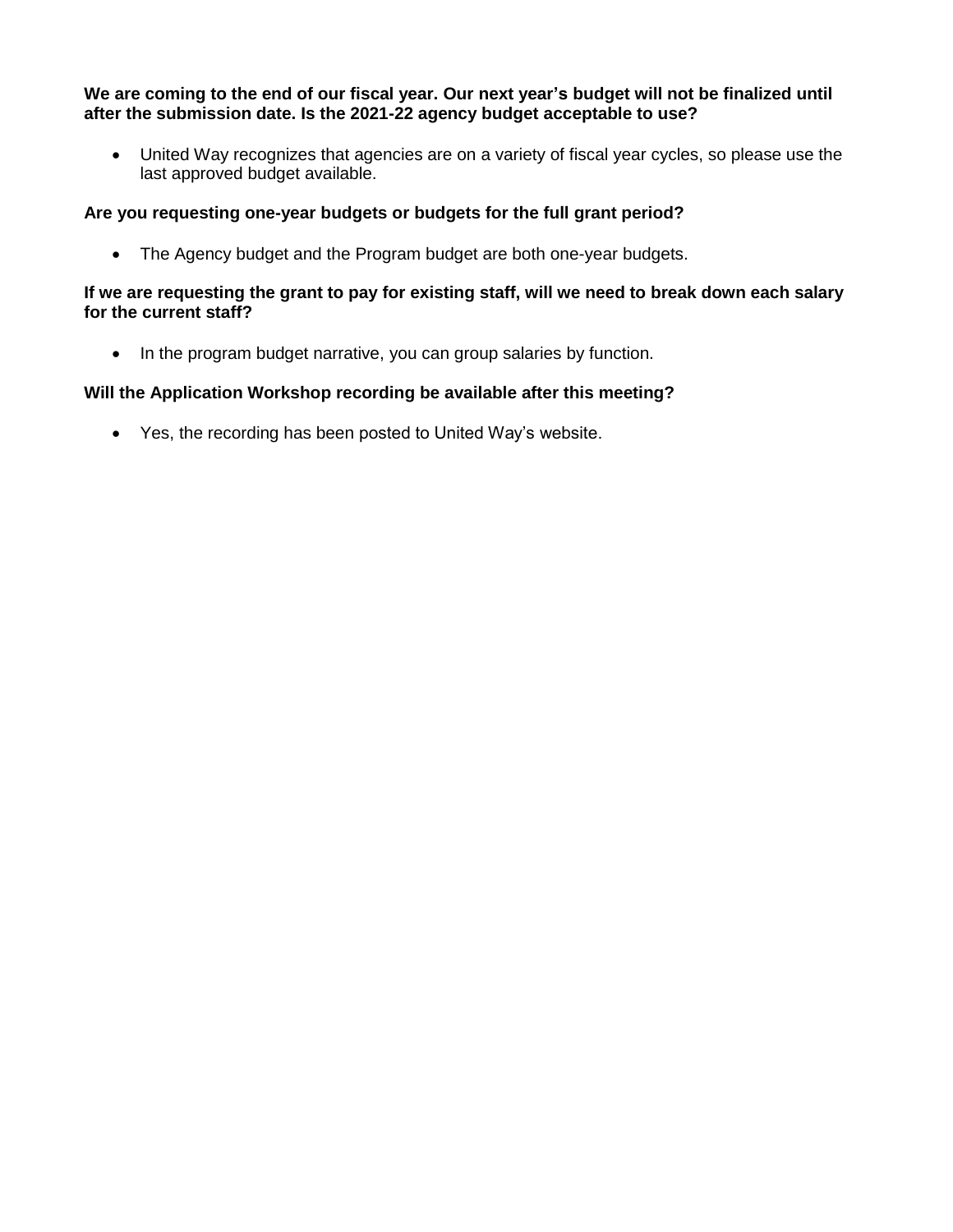**We are coming to the end of our fiscal year. Our next year's budget will not be finalized until after the submission date. Is the 2021-22 agency budget acceptable to use?**

- United Way recognizes that agencies are on a variety of fiscal year cycles, so please use the last approved budget available.

**Are you requesting one-year budgets or budgets for the full grant period?**

- The Agency budget and the Program budget are both one-year budgets.

**If we are requesting the grant to pay for existing staff, will we need to break down each salary for the current staff?**

- In the program budget narrative, you can group salaries by function.

**Will the Application Workshop recording be available after this meeting?**

- Yes, the recording has been posted to United Way's website.